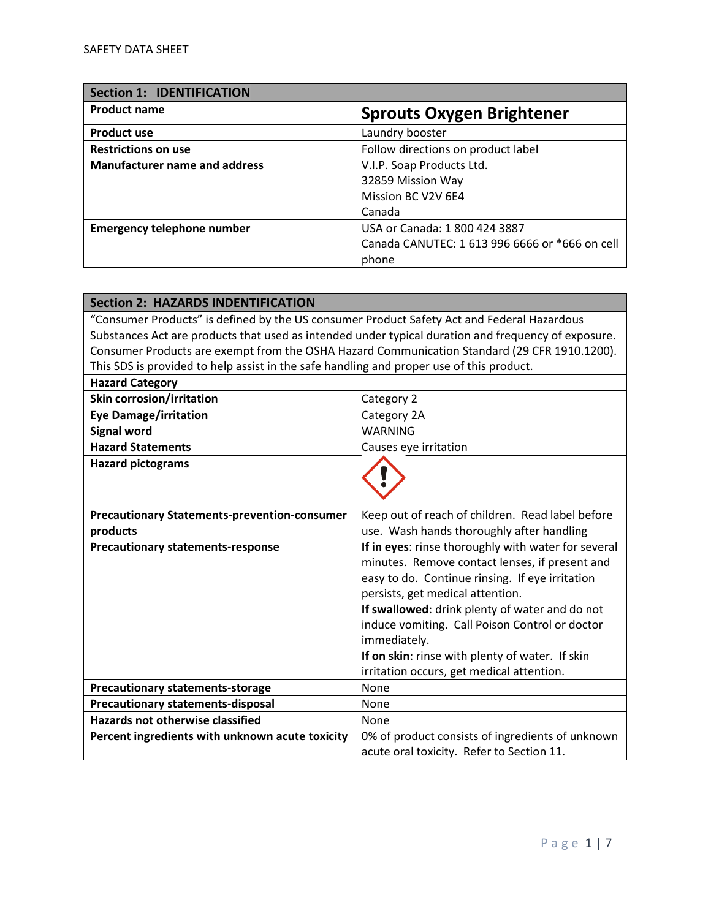SAFETY DATA SHEET

| Section 1: IDENTIFICATION | |
|---|---|
| **Product name** | **Sprouts Oxygen Brightener** |
| **Product use** | Laundry booster |
| **Restrictions on use** | Follow directions on product label |
| **Manufacturer name and address** | V.I.P. Soap Products Ltd.<br>32859 Mission Way<br>Mission BC V2V 6E4<br>Canada |
| **Emergency telephone number** | USA or Canada: 1 800 424 3887<br>Canada CANUTEC: 1 613 996 6666 or *666 on cell phone |

| Section 2: HAZARDS INDENTIFICATION | |
|---|---|
| "Consumer Products" is defined by the US consumer Product Safety Act and Federal Hazardous Substances Act are products that used as intended under typical duration and frequency of exposure. Consumer Products are exempt from the OSHA Hazard Communication Standard (29 CFR 1910.1200). This SDS is provided to help assist in the safe handling and proper use of this product. | |
| **Hazard Category** | |
| **Skin corrosion/irritation** | Category 2 |
| **Eye Damage/irritation** | Category 2A |
| **Signal word** | WARNING |
| **Hazard Statements** | Causes eye irritation |
| **Hazard pictograms** | |
| **Precautionary Statements-prevention-consumer products** | Keep out of reach of children. Read label before use. Wash hands thoroughly after handling |
| **Precautionary statements-response** | **If in eyes**: rinse thoroughly with water for several minutes. Remove contact lenses, if present and easy to do. Continue rinsing. If eye irritation persists, get medical attention.<br>**If swallowed**: drink plenty of water and do not induce vomiting. Call Poison Control or doctor immediately.<br>**If on skin**: rinse with plenty of water. If skin irritation occurs, get medical attention. |
| **Precautionary statements-storage** | None |
| **Precautionary statements-disposal** | None |
| **Hazards not otherwise classified** | None |
| **Percent ingredients with unknown acute toxicity** | 0% of product consists of ingredients of unknown acute oral toxicity. Refer to Section 11. |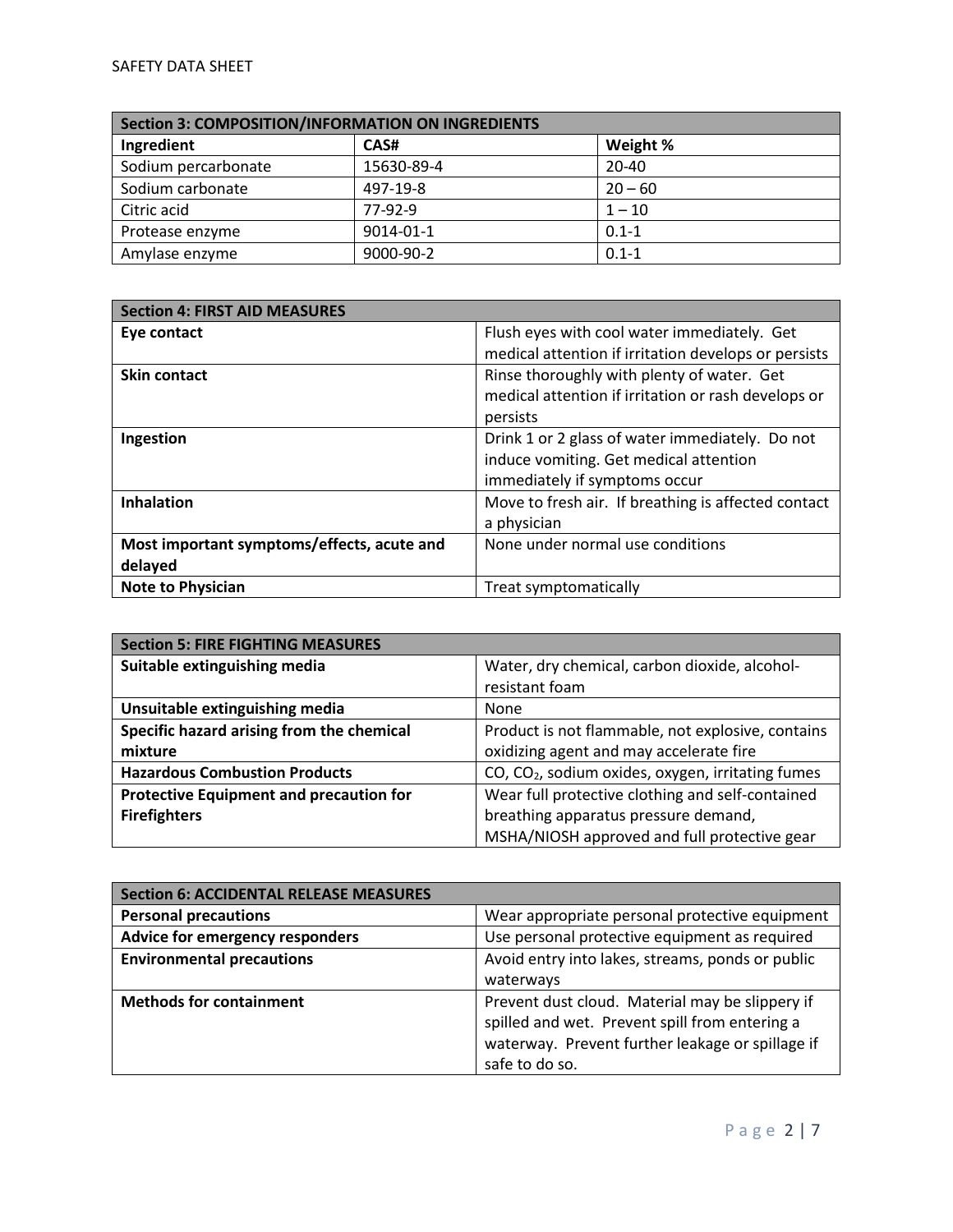| Section 3: COMPOSITION/INFORMATION ON INGREDIENTS | | |
|---|---|---|
| **Ingredient** | **CAS#** | **Weight %** |
| Sodium percarbonate | 15630-89-4 | 20-40 |
| Sodium carbonate | 497-19-8 | 20 – 60 |
| Citric acid | 77-92-9 | 1 – 10 |
| Protease enzyme | 9014-01-1 | 0.1-1 |
| Amylase enzyme | 9000-90-2 | 0.1-1 |

| Section 4: FIRST AID MEASURES | |
|---|---|
| **Eye contact** | Flush eyes with cool water immediately. Get medical attention if irritation develops or persists |
| **Skin contact** | Rinse thoroughly with plenty of water. Get medical attention if irritation or rash develops or persists |
| **Ingestion** | Drink 1 or 2 glass of water immediately. Do not induce vomiting. Get medical attention immediately if symptoms occur |
| **Inhalation** | Move to fresh air. If breathing is affected contact a physician |
| **Most important symptoms/effects, acute and delayed** | None under normal use conditions |
| **Note to Physician** | Treat symptomatically |

| Section 5: FIRE FIGHTING MEASURES | |
|---|---|
| **Suitable extinguishing media** | Water, dry chemical, carbon dioxide, alcohol-resistant foam |
| **Unsuitable extinguishing media** | None |
| **Specific hazard arising from the chemical mixture** | Product is not flammable, not explosive, contains oxidizing agent and may accelerate fire |
| **Hazardous Combustion Products** | CO, $CO_2$, sodium oxides, oxygen, irritating fumes |
| **Protective Equipment and precaution for Firefighters** | Wear full protective clothing and self-contained breathing apparatus pressure demand, MSHA/NIOSH approved and full protective gear |

| Section 6: ACCIDENTAL RELEASE MEASURES | |
|---|---|
| **Personal precautions** | Wear appropriate personal protective equipment |
| **Advice for emergency responders** | Use personal protective equipment as required |
| **Environmental precautions** | Avoid entry into lakes, streams, ponds or public waterways |
| **Methods for containment** | Prevent dust cloud. Material may be slippery if spilled and wet. Prevent spill from entering a waterway. Prevent further leakage or spillage if safe to do so. |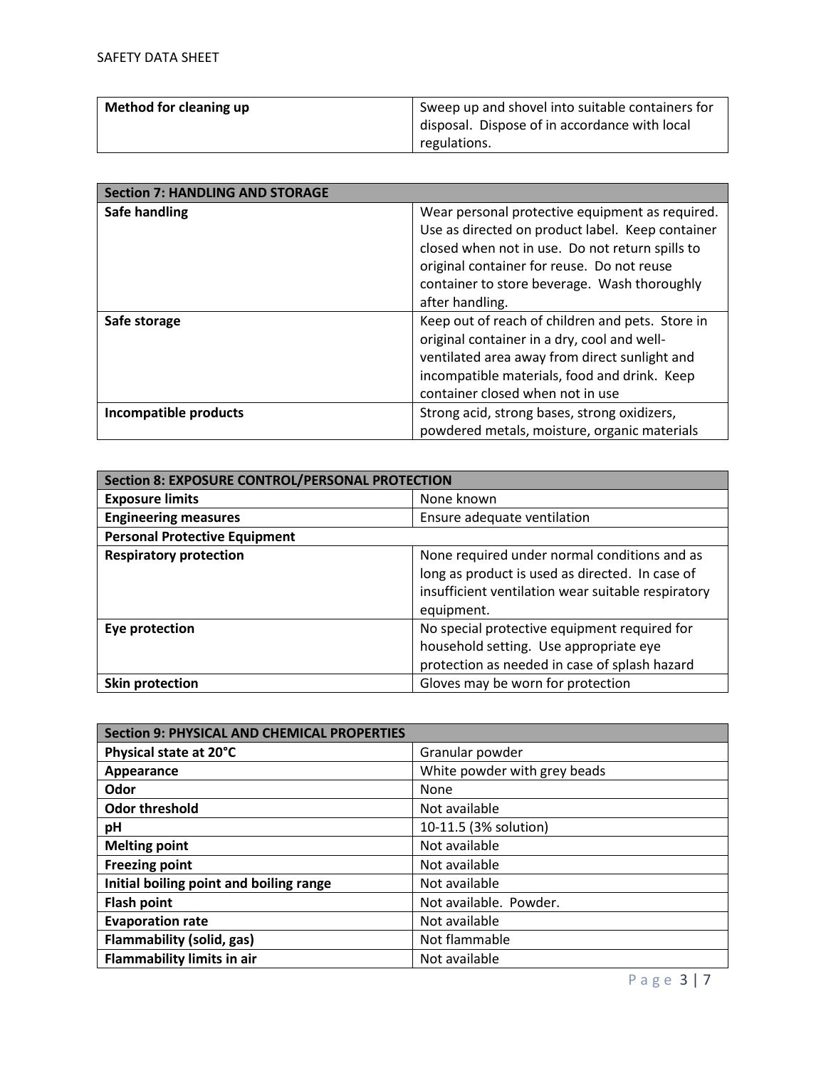| Method for cleaning up | Sweep up and shovel into suitable containers for disposal. Dispose of in accordance with local regulations. |
|---|---|

| Section 7: HANDLING AND STORAGE | |
|---|---|
| **Safe handling** | Wear personal protective equipment as required. Use as directed on product label. Keep container closed when not in use. Do not return spills to original container for reuse. Do not reuse container to store beverage. Wash thoroughly after handling. |
| **Safe storage** | Keep out of reach of children and pets. Store in original container in a dry, cool and well-ventilated area away from direct sunlight and incompatible materials, food and drink. Keep container closed when not in use |
| **Incompatible products** | Strong acid, strong bases, strong oxidizers, powdered metals, moisture, organic materials |

| Section 8: EXPOSURE CONTROL/PERSONAL PROTECTION | |
|---|---|
| **Exposure limits** | None known |
| **Engineering measures** | Ensure adequate ventilation |
| **Personal Protective Equipment** | |
| **Respiratory protection** | None required under normal conditions and as long as product is used as directed. In case of insufficient ventilation wear suitable respiratory equipment. |
| **Eye protection** | No special protective equipment required for household setting. Use appropriate eye protection as needed in case of splash hazard |
| **Skin protection** | Gloves may be worn for protection |

| Section 9: PHYSICAL AND CHEMICAL PROPERTIES | |
|---|---|
| **Physical state at 20°C** | Granular powder |
| **Appearance** | White powder with grey beads |
| **Odor** | None |
| **Odor threshold** | Not available |
| **pH** | 10-11.5 (3% solution) |
| **Melting point** | Not available |
| **Freezing point** | Not available |
| **Initial boiling point and boiling range** | Not available |
| **Flash point** | Not available. Powder. |
| **Evaporation rate** | Not available |
| **Flammability (solid, gas)** | Not flammable |
| **Flammability limits in air** | Not available |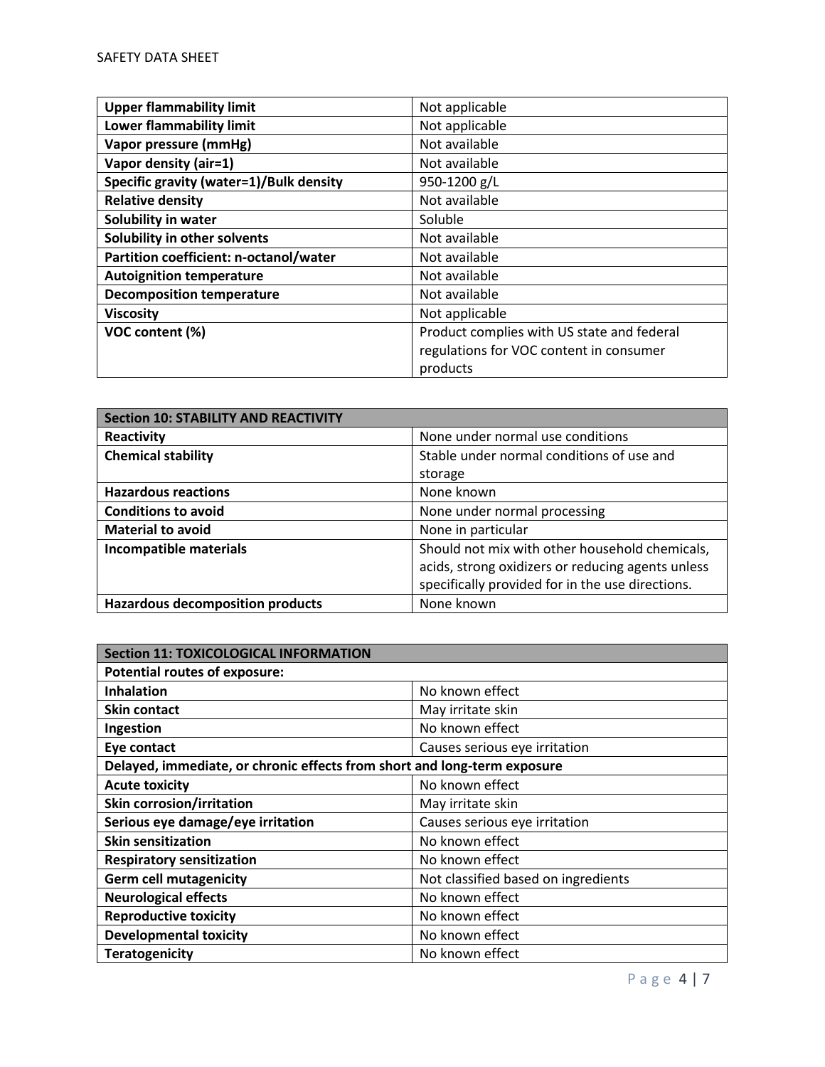| | |
|---|---|
| **Upper flammability limit** | Not applicable |
| **Lower flammability limit** | Not applicable |
| **Vapor pressure (mmHg)** | Not available |
| **Vapor density (air=1)** | Not available |
| **Specific gravity (water=1)/Bulk density** | 950-1200 g/L |
| **Relative density** | Not available |
| **Solubility in water** | Soluble |
| **Solubility in other solvents** | Not available |
| **Partition coefficient: n-octanol/water** | Not available |
| **Autoignition temperature** | Not available |
| **Decomposition temperature** | Not available |
| **Viscosity** | Not applicable |
| **VOC content (%)** | Product complies with US state and federal regulations for VOC content in consumer products |

| **Section 10: STABILITY AND REACTIVITY** | |
|---|---|
| **Reactivity** | None under normal use conditions |
| **Chemical stability** | Stable under normal conditions of use and storage |
| **Hazardous reactions** | None known |
| **Conditions to avoid** | None under normal processing |
| **Material to avoid** | None in particular |
| **Incompatible materials** | Should not mix with other household chemicals, acids, strong oxidizers or reducing agents unless specifically provided for in the use directions. |
| **Hazardous decomposition products** | None known |

| **Section 11: TOXICOLOGICAL INFORMATION** | |
|---|---|
| **Potential routes of exposure:** | |
| **Inhalation** | No known effect |
| **Skin contact** | May irritate skin |
| **Ingestion** | No known effect |
| **Eye contact** | Causes serious eye irritation |
| **Delayed, immediate, or chronic effects from short and long-term exposure** | |
| **Acute toxicity** | No known effect |
| **Skin corrosion/irritation** | May irritate skin |
| **Serious eye damage/eye irritation** | Causes serious eye irritation |
| **Skin sensitization** | No known effect |
| **Respiratory sensitization** | No known effect |
| **Germ cell mutagenicity** | Not classified based on ingredients |
| **Neurological effects** | No known effect |
| **Reproductive toxicity** | No known effect |
| **Developmental toxicity** | No known effect |
| **Teratogenicity** | No known effect |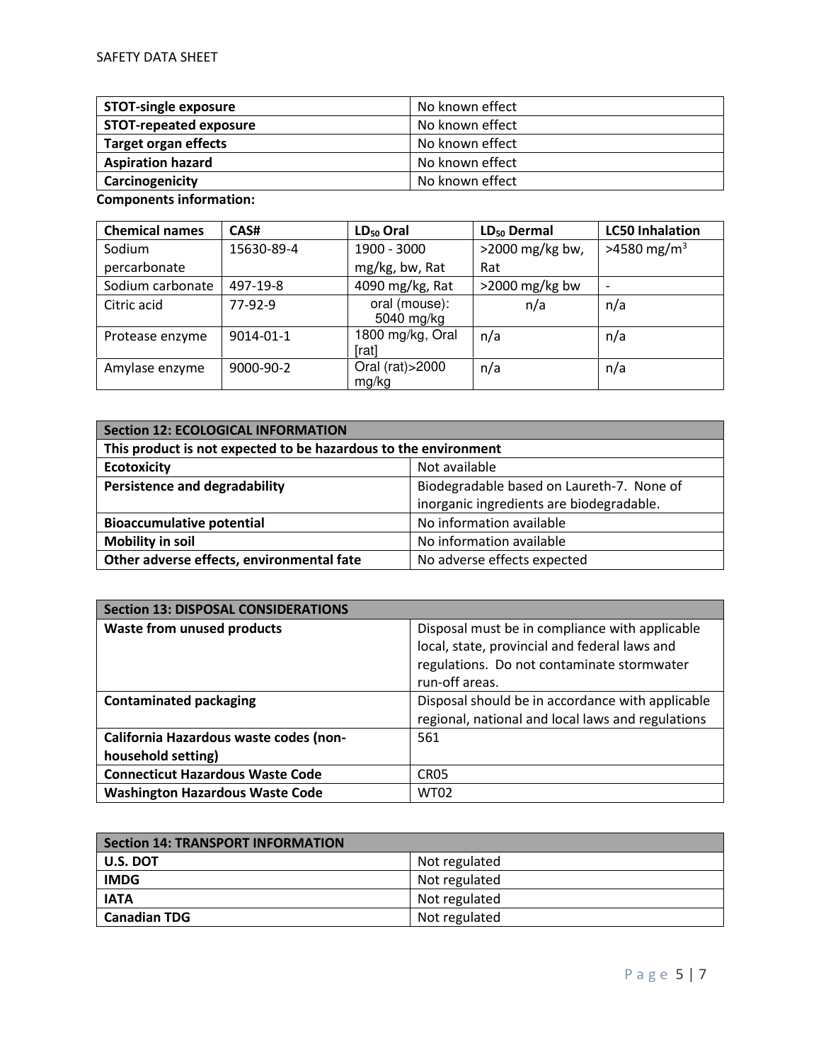| STOT-single exposure | No known effect |
|---|---|
| **STOT-repeated exposure** | No known effect |
| **Target organ effects** | No known effect |
| **Aspiration hazard** | No known effect |
| **Carcinogenicity** | No known effect |

**Components information:**

| Chemical names | CAS# | $LD_{50}$ Oral | $LD_{50}$ Dermal | LC50 Inhalation |
|---|---|---|---|---|
| Sodium percarbonate | 15630-89-4 | 1900 - 3000 mg/kg, bw, Rat | >2000 mg/kg bw, Rat | >4580 $mg/m^3$ |
| Sodium carbonate | 497-19-8 | 4090 mg/kg, Rat | >2000 mg/kg bw | - |
| Citric acid | 77-92-9 | oral (mouse): 5040 mg/kg | n/a | n/a |
| Protease enzyme | 9014-01-1 | 1800 mg/kg, Oral [rat] | n/a | n/a |
| Amylase enzyme | 9000-90-2 | Oral (rat)>2000 mg/kg | n/a | n/a |

| Section 12: ECOLOGICAL INFORMATION | |
|---|---|
| **This product is not expected to be hazardous to the environment** | |
| **Ecotoxicity** | Not available |
| **Persistence and degradability** | Biodegradable based on Laureth-7. None of inorganic ingredients are biodegradable. |
| **Bioaccumulative potential** | No information available |
| **Mobility in soil** | No information available |
| **Other adverse effects, environmental fate** | No adverse effects expected |

| Section 13: DISPOSAL CONSIDERATIONS | |
|---|---|
| **Waste from unused products** | Disposal must be in compliance with applicable local, state, provincial and federal laws and regulations. Do not contaminate stormwater run-off areas. |
| **Contaminated packaging** | Disposal should be in accordance with applicable regional, national and local laws and regulations |
| **California Hazardous waste codes (non-household setting)** | 561 |
| **Connecticut Hazardous Waste Code** | CR05 |
| **Washington Hazardous Waste Code** | WT02 |

| Section 14: TRANSPORT INFORMATION | |
|---|---|
| **U.S. DOT** | Not regulated |
| **IMDG** | Not regulated |
| **IATA** | Not regulated |
| **Canadian TDG** | Not regulated |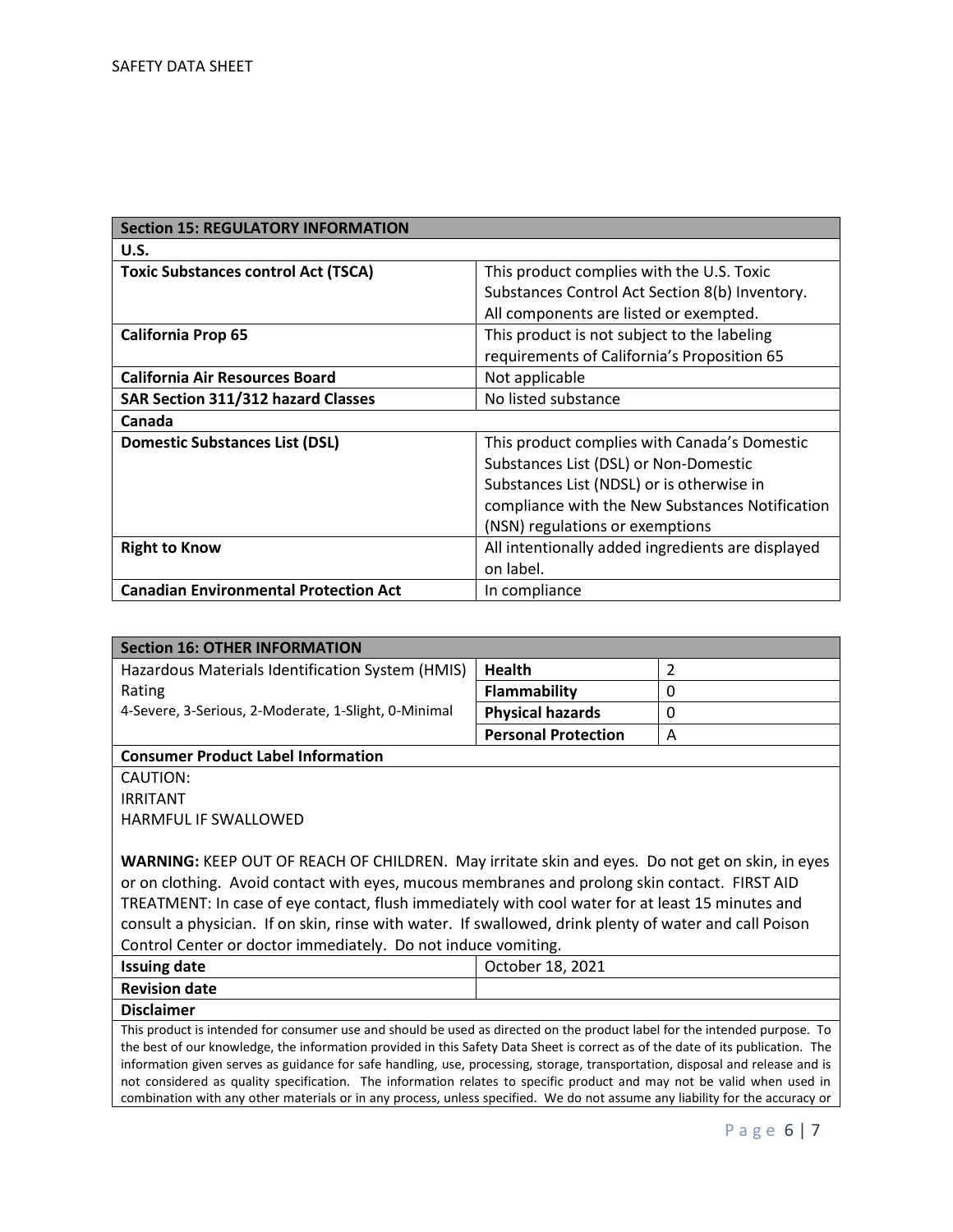| Section 15: REGULATORY INFORMATION | |
|---|---|
| **U.S.** | |
| **Toxic Substances control Act (TSCA)** | This product complies with the U.S. Toxic Substances Control Act Section 8(b) Inventory. All components are listed or exempted. |
| **California Prop 65** | This product is not subject to the labeling requirements of California's Proposition 65 |
| **California Air Resources Board** | Not applicable |
| **SAR Section 311/312 hazard Classes** | No listed substance |
| **Canada** | |
| **Domestic Substances List (DSL)** | This product complies with Canada's Domestic Substances List (DSL) or Non-Domestic Substances List (NDSL) or is otherwise in compliance with the New Substances Notification (NSN) regulations or exemptions |
| **Right to Know** | All intentionally added ingredients are displayed on label. |
| **Canadian Environmental Protection Act** | In compliance |

| Section 16: OTHER INFORMATION | | |
|---|---|---|
| Hazardous Materials Identification System (HMIS) Rating<br>4-Severe, 3-Serious, 2-Moderate, 1-Slight, 0-Minimal | **Health** | 2 |
| | **Flammability** | 0 |
| | **Physical hazards** | 0 |
| | **Personal Protection** | A |

**Consumer Product Label Information**

CAUTION:
IRRITANT
HARMFUL IF SWALLOWED

**WARNING:** KEEP OUT OF REACH OF CHILDREN. May irritate skin and eyes. Do not get on skin, in eyes or on clothing. Avoid contact with eyes, mucous membranes and prolong skin contact. FIRST AID TREATMENT: In case of eye contact, flush immediately with cool water for at least 15 minutes and consult a physician. If on skin, rinse with water. If swallowed, drink plenty of water and call Poison Control Center or doctor immediately. Do not induce vomiting.

| | |
|---|---|
| **Issuing date** | October 18, 2021 |
| **Revision date** | |

**Disclaimer**

This product is intended for consumer use and should be used as directed on the product label for the intended purpose. To the best of our knowledge, the information provided in this Safety Data Sheet is correct as of the date of its publication. The information given serves as guidance for safe handling, use, processing, storage, transportation, disposal and release and is not considered as quality specification. The information relates to specific product and may not be valid when used in combination with any other materials or in any process, unless specified. We do not assume any liability for the accuracy or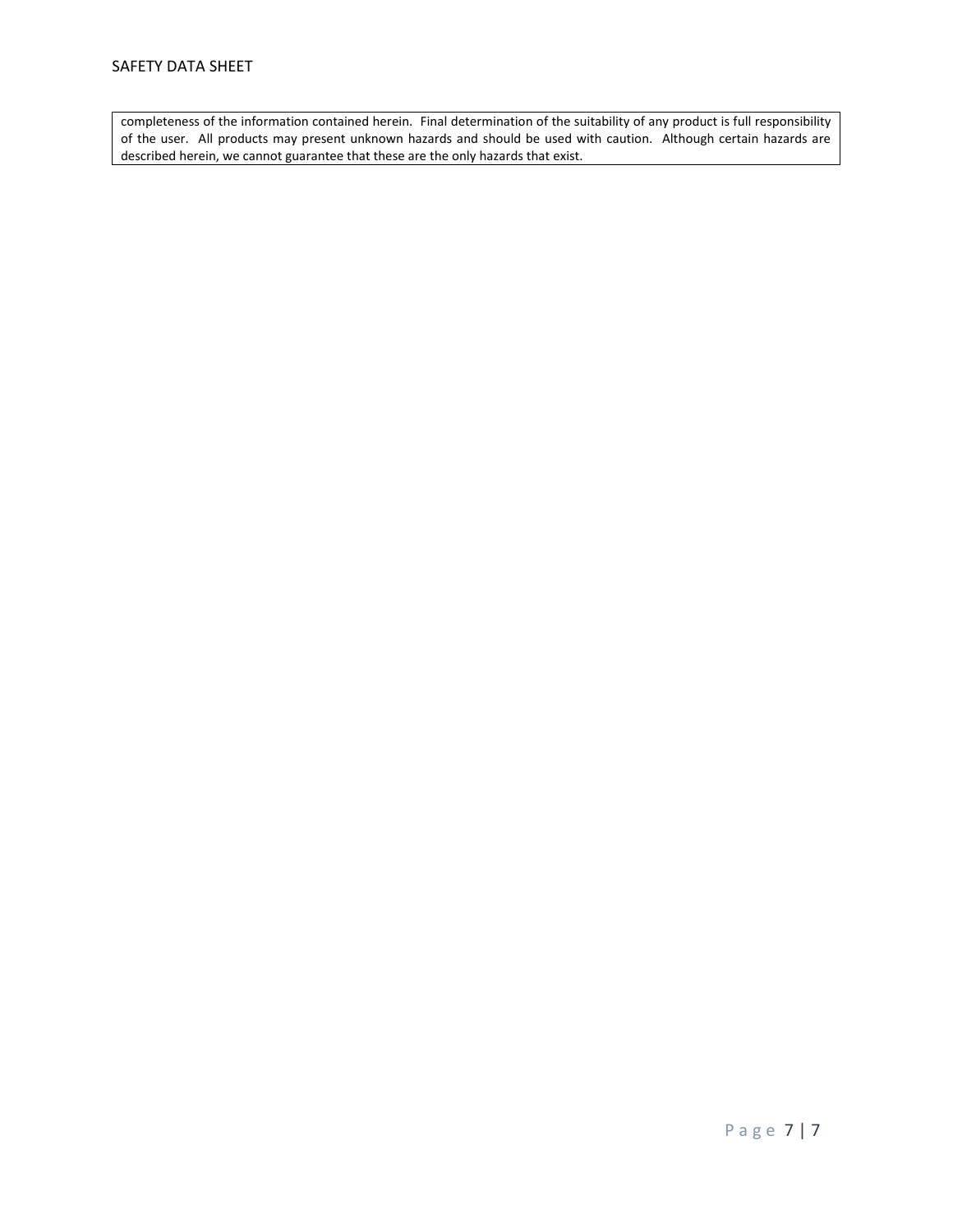completeness of the information contained herein. Final determination of the suitability of any product is full responsibility of the user. All products may present unknown hazards and should be used with caution. Although certain hazards are described herein, we cannot guarantee that these are the only hazards that exist.